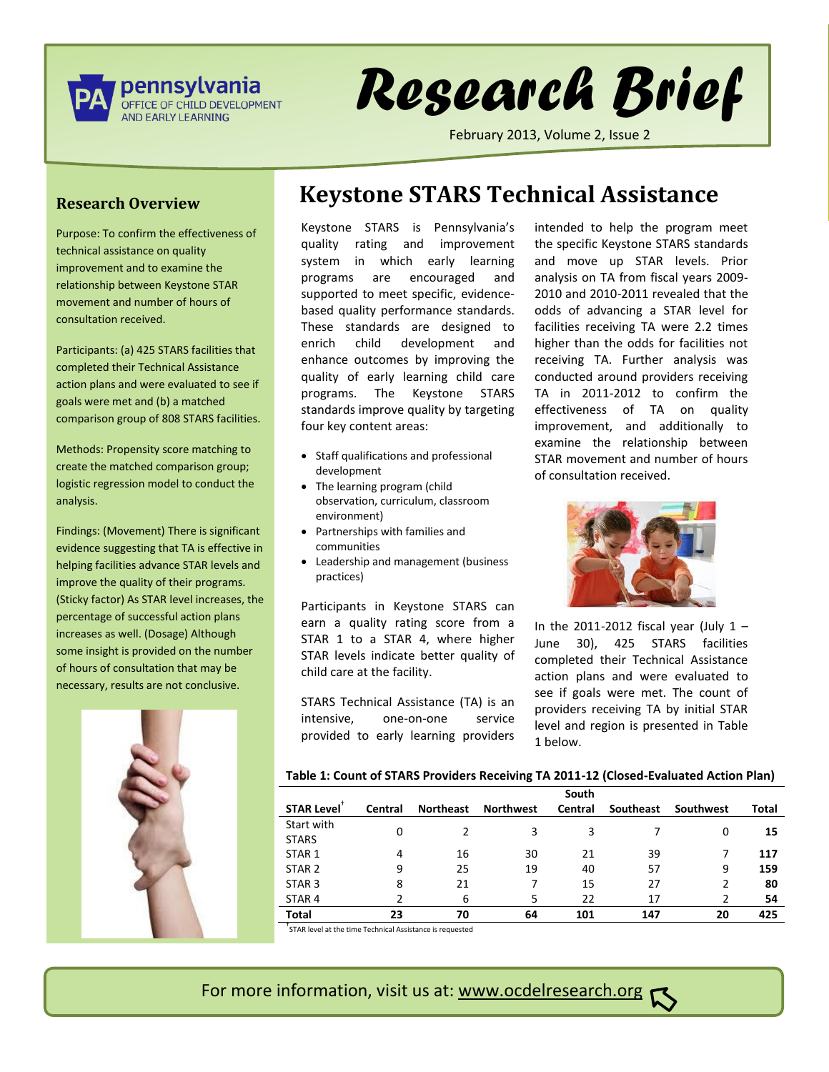# Research Brief

pennsylvania OFFICE OF CHILD DEVELOPMENT AND EARLY LEARNING

February 2013, Volume 2, Issue 2

## Research Overview

Purpose: To confirm the effectiveness of technical assistance on quality improvement and to examine the relationship between Keystone STAR movement and number of hours of consultation received.

Participants: (a) 425 STARS facilities that completed their Technical Assistance action plans and were evaluated to see if goals were met and (b) a matched comparison group of 808 STARS facilities.

Methods: Propensity score matching to create the matched comparison group; logistic regression model to conduct the analysis.

Findings: (Movement) There is significant evidence suggesting that TA is effective in helping facilities advance STAR levels and improve the quality of their programs. (Sticky factor) As STAR level increases, the percentage of successful action plans increases as well. (Dosage) Although some insight is provided on the number of hours of consultation that may be necessary, results are not conclusive.

## Keystone STARS Technical Assistance

Keystone STARS is Pennsylvania's quality rating and improvement system in which early learning programs are encouraged and supported to meet specific, evidence-based quality performance standards. These standards are designed to enrich child development and enhance outcomes by improving the quality of early learning child care programs. The Keystone STARS standards improve quality by targeting four key content areas:

- Staff qualifications and professional development
- The learning program (child observation, curriculum, classroom environment)
- Partnerships with families and communities
- Leadership and management (business practices)

Participants in Keystone STARS can earn a quality rating score from a STAR 1 to a STAR 4, where higher STAR levels indicate better quality of child care at the facility.

STARS Technical Assistance (TA) is an intensive, one-on-one service provided to early learning providers intended to help the program meet the specific Keystone STARS standards and move up STAR levels. Prior analysis on TA from fiscal years 2009-2010 and 2010-2011 revealed that the odds of advancing a STAR level for facilities receiving TA were 2.2 times higher than the odds for facilities not receiving TA. Further analysis was conducted around providers receiving TA in 2011-2012 to confirm the effectiveness of TA on quality improvement, and additionally to examine the relationship between STAR movement and number of hours of consultation received.

In the 2011-2012 fiscal year (July 1 – June 30), 425 STARS facilities completed their Technical Assistance action plans and were evaluated to see if goals were met. The count of providers receiving TA by initial STAR level and region is presented in Table 1 below.

**Table 1: Count of STARS Providers Receiving TA 2011-12 (Closed-Evaluated Action Plan)**

| STAR Level[†] | Central | Northeast | Northwest | South Central | Southeast | Southwest | Total |
|---|---|---|---|---|---|---|---|
| Start with STARS | 0 | 2 | 3 | 3 | 7 | 0 | **15** |
| STAR 1 | 4 | 16 | 30 | 21 | 39 | 7 | **117** |
| STAR 2 | 9 | 25 | 19 | 40 | 57 | 9 | **159** |
| STAR 3 | 8 | 21 | 7 | 15 | 27 | 2 | **80** |
| STAR 4 | 2 | 6 | 5 | 22 | 17 | 2 | **54** |
| **Total** | **23** | **70** | **64** | **101** | **147** | **20** | **425** |

[†]STAR level at the time Technical Assistance is requested

For more information, visit us at: www.ocdelresearch.org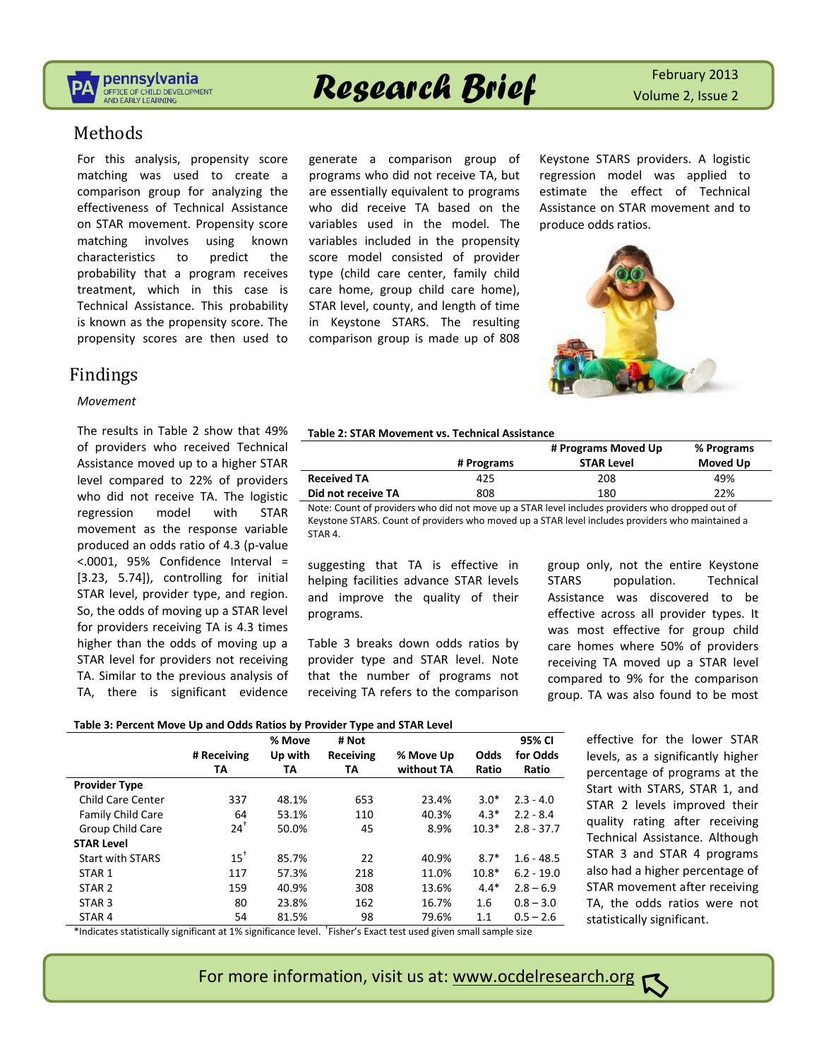## Methods

For this analysis, propensity score matching was used to create a comparison group for analyzing the effectiveness of Technical Assistance on STAR movement. Propensity score matching involves using known characteristics to predict the probability that a program receives treatment, which in this case is Technical Assistance. This probability is known as the propensity score. The propensity scores are then used to generate a comparison group of programs who did not receive TA, but are essentially equivalent to programs who did receive TA based on the variables used in the model. The variables included in the propensity score model consisted of provider type (child care center, family child care home, group child care home), STAR level, county, and length of time in Keystone STARS. The resulting comparison group is made up of 808 Keystone STARS providers. A logistic regression model was applied to estimate the effect of Technical Assistance on STAR movement and to produce odds ratios.

## Findings

*Movement*

The results in Table 2 show that 49% of providers who received Technical Assistance moved up to a higher STAR level compared to 22% of providers who did not receive TA. The logistic regression model with STAR movement as the response variable produced an odds ratio of 4.3 (p-value <.0001, 95% Confidence Interval = [3.23, 5.74]), controlling for initial STAR level, provider type, and region. So, the odds of moving up a STAR level for providers receiving TA is 4.3 times higher than the odds of moving up a STAR level for providers not receiving TA. Similar to the previous analysis of TA, there is significant evidence suggesting that TA is effective in helping facilities advance STAR levels and improve the quality of their programs.

**Table 2: STAR Movement vs. Technical Assistance**

| | # Programs | # Programs Moved Up STAR Level | % Programs Moved Up |
|---|---|---|---|
| **Received TA** | 425 | 208 | 49% |
| **Did not receive TA** | 808 | 180 | 22% |

Note: Count of providers who did not move up a STAR level includes providers who dropped out of Keystone STARS. Count of providers who moved up a STAR level includes providers who maintained a STAR 4.

Table 3 breaks down odds ratios by provider type and STAR level. Note that the number of programs not receiving TA refers to the comparison group only, not the entire Keystone STARS population. Technical Assistance was discovered to be effective across all provider types. It was most effective for group child care homes where 50% of providers receiving TA moved up a STAR level compared to 9% for the comparison group. TA was also found to be most effective for the lower STAR levels, as a significantly higher percentage of programs at the Start with STARS, STAR 1, and STAR 2 levels improved their quality rating after receiving Technical Assistance. Although STAR 3 and STAR 4 programs also had a higher percentage of STAR movement after receiving TA, the odds ratios were not statistically significant.

**Table 3: Percent Move Up and Odds Ratios by Provider Type and STAR Level**

| | # Receiving TA | % Move Up with TA | # Not Receiving TA | % Move Up without TA | Odds Ratio | 95% CI for Odds Ratio |
|---|---|---|---|---|---|---|
| **Provider Type** | | | | | | |
| Child Care Center | 337 | 48.1% | 653 | 23.4% | 3.0* | 2.3 - 4.0 |
| Family Child Care | 64 | 53.1% | 110 | 40.3% | 4.3* | 2.2 - 8.4 |
| Group Child Care | 24† | 50.0% | 45 | 8.9% | 10.3* | 2.8 - 37.7 |
| **STAR Level** | | | | | | |
| Start with STARS | 15† | 85.7% | 22 | 40.9% | 8.7* | 1.6 - 48.5 |
| STAR 1 | 117 | 57.3% | 218 | 11.0% | 10.8* | 6.2 - 19.0 |
| STAR 2 | 159 | 40.9% | 308 | 13.6% | 4.4* | 2.8 – 6.9 |
| STAR 3 | 80 | 23.8% | 162 | 16.7% | 1.6 | 0.8 – 3.0 |
| STAR 4 | 54 | 81.5% | 98 | 79.6% | 1.1 | 0.5 – 2.6 |

*Indicates statistically significant at 1% significance level. †Fisher's Exact test used given small sample size

For more information, visit us at: www.ocdelresearch.org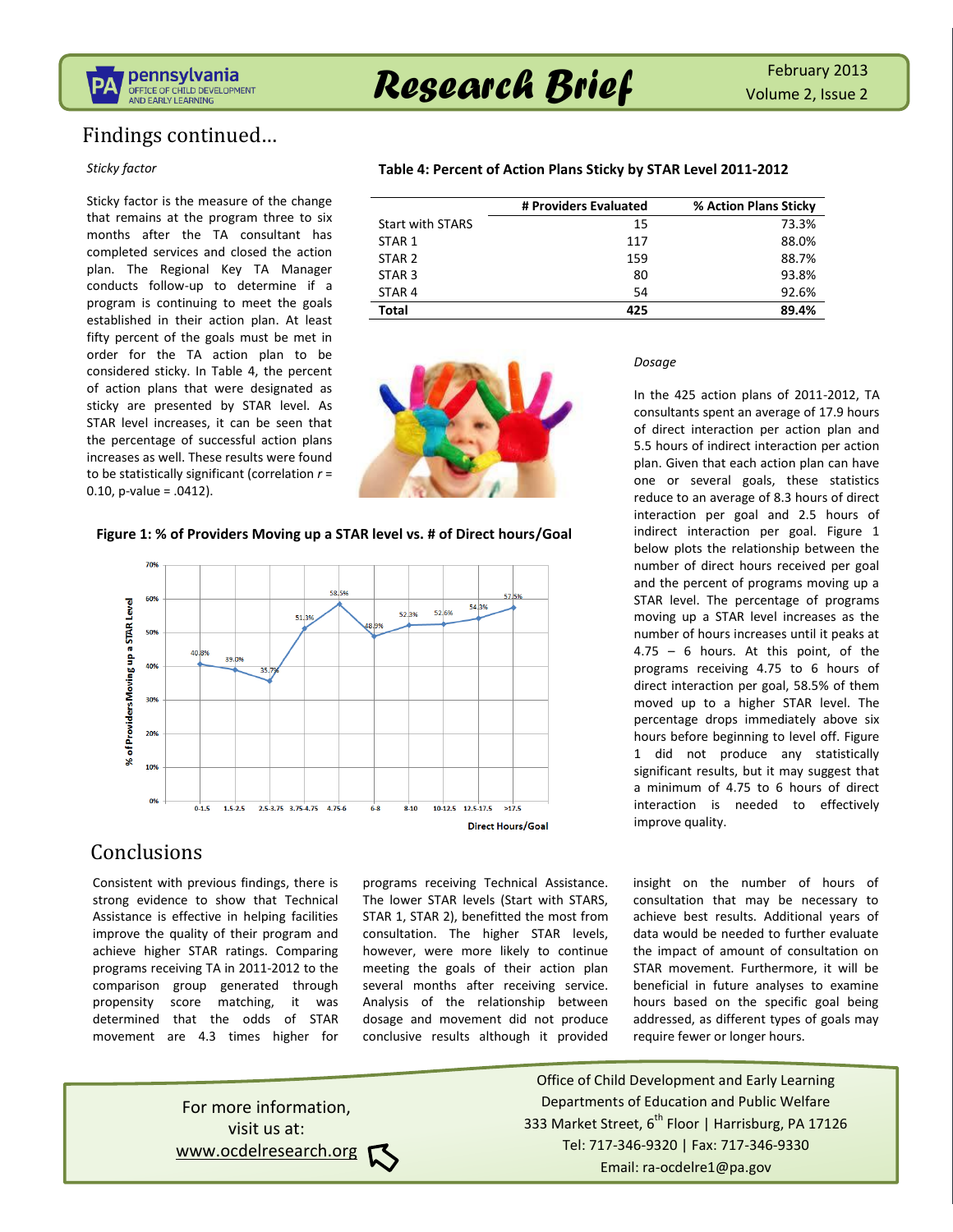## Findings continued...

*Sticky factor*

Sticky factor is the measure of the change that remains at the program three to six months after the TA consultant has completed services and closed the action plan. The Regional Key TA Manager conducts follow-up to determine if a program is continuing to meet the goals established in their action plan. At least fifty percent of the goals must be met in order for the TA action plan to be considered sticky. In Table 4, the percent of action plans that were designated as sticky are presented by STAR level. As STAR level increases, it can be seen that the percentage of successful action plans increases as well. These results were found to be statistically significant (correlation $r$ = 0.10, p-value = .0412).

**Table 4: Percent of Action Plans Sticky by STAR Level 2011-2012**

| | # Providers Evaluated | % Action Plans Sticky |
|---|---|---|
| Start with STARS | 15 | 73.3% |
| STAR 1 | 117 | 88.0% |
| STAR 2 | 159 | 88.7% |
| STAR 3 | 80 | 93.8% |
| STAR 4 | 54 | 92.6% |
| **Total** | **425** | **89.4%** |

*Dosage*

In the 425 action plans of 2011-2012, TA consultants spent an average of 17.9 hours of direct interaction per action plan and 5.5 hours of indirect interaction per action plan. Given that each action plan can have one or several goals, these statistics reduce to an average of 8.3 hours of direct interaction per goal and 2.5 hours of indirect interaction per goal. Figure 1 below plots the relationship between the number of direct hours received per goal and the percent of programs moving up a STAR level. The percentage of programs moving up a STAR level increases as the number of hours increases until it peaks at 4.75 – 6 hours. At this point, of the programs receiving 4.75 to 6 hours of direct interaction per goal, 58.5% of them moved up to a higher STAR level. The percentage drops immediately above six hours before beginning to level off. Figure 1 did not produce any statistically significant results, but it may suggest that a minimum of 4.75 to 6 hours of direct interaction is needed to effectively improve quality.

**Figure 1: % of Providers Moving up a STAR level vs. # of Direct hours/Goal**

% of Providers Moving up a STAR Level

0%, 10%, 20%, 30%, 40%, 50%, 60%, 70%

40.8%, 39.0%, 35.7%, 51.3%, 58.5%, 48.9%, 52.3%, 52.6%, 54.3%, 57.5%

0-1.5, 1.5-2.5, 2.5-3.75, 3.75-4.75, 4.75-6, 6-8, 8-10, 10-12.5, 12.5-17.5, >17.5

Direct Hours/Goal

## Conclusions

Consistent with previous findings, there is strong evidence to show that Technical Assistance is effective in helping facilities improve the quality of their program and achieve higher STAR ratings. Comparing programs receiving TA in 2011-2012 to the comparison group generated through propensity score matching, it was determined that the odds of STAR movement are 4.3 times higher for programs receiving Technical Assistance. The lower STAR levels (Start with STARS, STAR 1, STAR 2), benefitted the most from consultation. The higher STAR levels, however, were more likely to continue meeting the goals of their action plan several months after receiving service. Analysis of the relationship between dosage and movement did not produce conclusive results although it provided insight on the number of hours of consultation that may be necessary to achieve best results. Additional years of data would be needed to further evaluate the impact of amount of consultation on STAR movement. Furthermore, it will be beneficial in future analyses to examine hours based on the specific goal being addressed, as different types of goals may require fewer or longer hours.

For more information, visit us at: www.ocdelresearch.org

Office of Child Development and Early Learning
Departments of Education and Public Welfare
333 Market Street, 6th Floor | Harrisburg, PA 17126
Tel: 717-346-9320 | Fax: 717-346-9330
Email: ra-ocdelre1@pa.gov